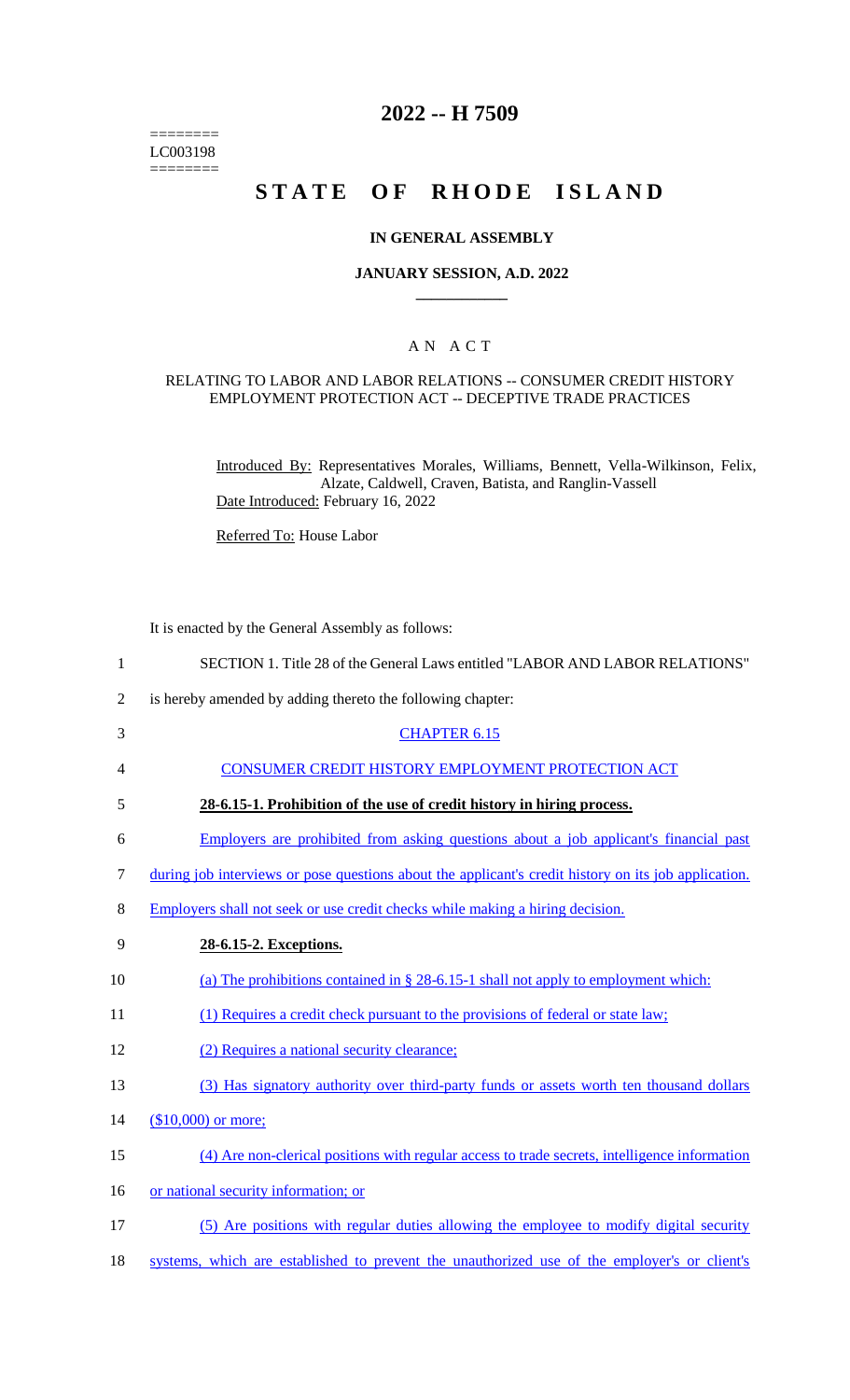========
LC003198
========

# 2022 -- H 7509

# STATE OF RHODE ISLAND

**IN GENERAL ASSEMBLY**

**JANUARY SESSION, A.D. 2022**

AN ACT

RELATING TO LABOR AND LABOR RELATIONS -- CONSUMER CREDIT HISTORY EMPLOYMENT PROTECTION ACT -- DECEPTIVE TRADE PRACTICES

Introduced By: Representatives Morales, Williams, Bennett, Vella-Wilkinson, Felix, Alzate, Caldwell, Craven, Batista, and Ranglin-Vassell

Date Introduced: February 16, 2022

Referred To: House Labor

It is enacted by the General Assembly as follows:

1 SECTION 1. Title 28 of the General Laws entitled "LABOR AND LABOR RELATIONS"
2 is hereby amended by adding thereto the following chapter:

3 CHAPTER 6.15

4 CONSUMER CREDIT HISTORY EMPLOYMENT PROTECTION ACT

5 **28-6.15-1. Prohibition of the use of credit history in hiring process.**

6 Employers are prohibited from asking questions about a job applicant's financial past
7 during job interviews or pose questions about the applicant's credit history on its job application.
8 Employers shall not seek or use credit checks while making a hiring decision.

9 **28-6.15-2. Exceptions.**

10 (a) The prohibitions contained in § 28-6.15-1 shall not apply to employment which:

11 (1) Requires a credit check pursuant to the provisions of federal or state law;

12 (2) Requires a national security clearance;

13 (3) Has signatory authority over third-party funds or assets worth ten thousand dollars
14 ($10,000) or more;

15 (4) Are non-clerical positions with regular access to trade secrets, intelligence information
16 or national security information; or

17 (5) Are positions with regular duties allowing the employee to modify digital security
18 systems, which are established to prevent the unauthorized use of the employer's or client's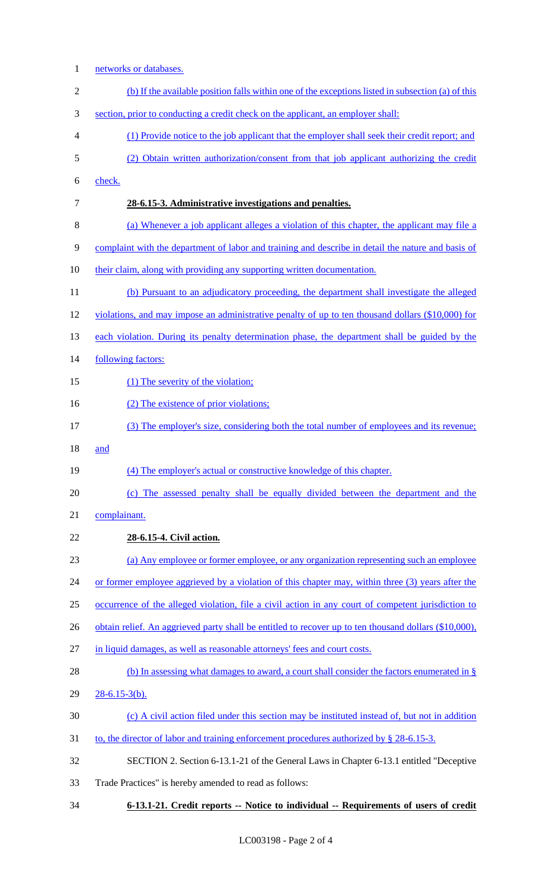networks or databases.

(b) If the available position falls within one of the exceptions listed in subsection (a) of this section, prior to conducting a credit check on the applicant, an employer shall:

(1) Provide notice to the job applicant that the employer shall seek their credit report; and

(2) Obtain written authorization/consent from that job applicant authorizing the credit check.

**28-6.15-3. Administrative investigations and penalties.**

(a) Whenever a job applicant alleges a violation of this chapter, the applicant may file a complaint with the department of labor and training and describe in detail the nature and basis of their claim, along with providing any supporting written documentation.

(b) Pursuant to an adjudicatory proceeding, the department shall investigate the alleged violations, and may impose an administrative penalty of up to ten thousand dollars ($10,000) for each violation. During its penalty determination phase, the department shall be guided by the following factors:

(1) The severity of the violation;

(2) The existence of prior violations;

(3) The employer's size, considering both the total number of employees and its revenue; and

(4) The employer's actual or constructive knowledge of this chapter.

(c) The assessed penalty shall be equally divided between the department and the complainant.

**28-6.15-4. Civil action.**

(a) Any employee or former employee, or any organization representing such an employee or former employee aggrieved by a violation of this chapter may, within three (3) years after the occurrence of the alleged violation, file a civil action in any court of competent jurisdiction to obtain relief. An aggrieved party shall be entitled to recover up to ten thousand dollars ($10,000), in liquid damages, as well as reasonable attorneys' fees and court costs.

(b) In assessing what damages to award, a court shall consider the factors enumerated in § 28-6.15-3(b).

(c) A civil action filed under this section may be instituted instead of, but not in addition to, the director of labor and training enforcement procedures authorized by § 28-6.15-3.

SECTION 2. Section 6-13.1-21 of the General Laws in Chapter 6-13.1 entitled "Deceptive Trade Practices" is hereby amended to read as follows:

**6-13.1-21. Credit reports -- Notice to individual -- Requirements of users of credit**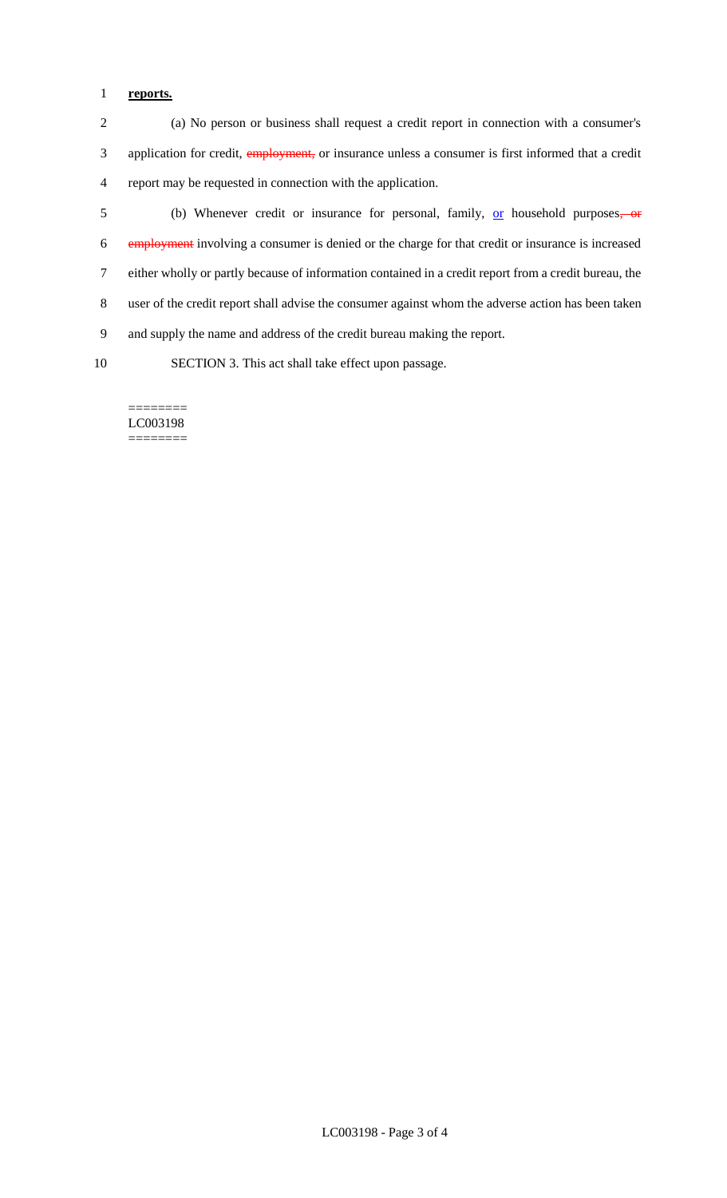**reports.**

(a) No person or business shall request a credit report in connection with a consumer's application for credit, ~~employment,~~ or insurance unless a consumer is first informed that a credit report may be requested in connection with the application.

(b) Whenever credit or insurance for personal, family, <u>or</u> household purposes~~, or employment~~ involving a consumer is denied or the charge for that credit or insurance is increased either wholly or partly because of information contained in a credit report from a credit bureau, the user of the credit report shall advise the consumer against whom the adverse action has been taken and supply the name and address of the credit bureau making the report.

SECTION 3. This act shall take effect upon passage.

========
LC003198
========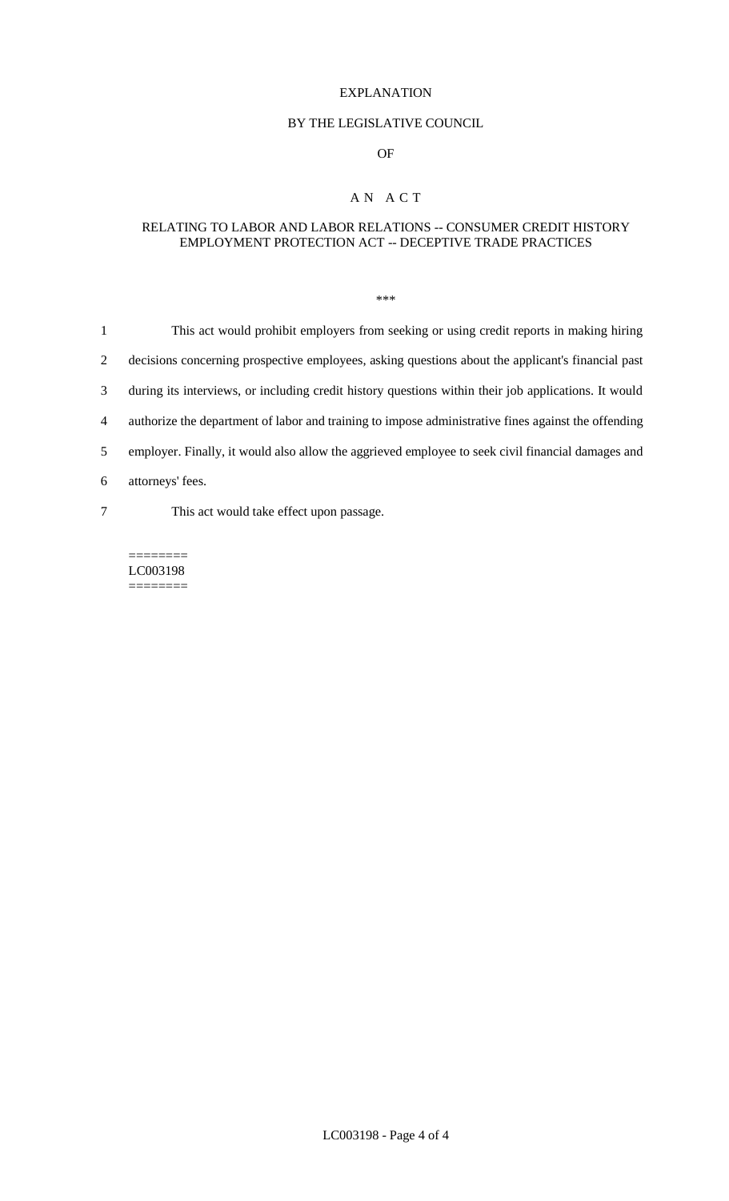EXPLANATION

BY THE LEGISLATIVE COUNCIL

OF

A N A C T

RELATING TO LABOR AND LABOR RELATIONS -- CONSUMER CREDIT HISTORY EMPLOYMENT PROTECTION ACT -- DECEPTIVE TRADE PRACTICES

\*\*\*

1 This act would prohibit employers from seeking or using credit reports in making hiring
2 decisions concerning prospective employees, asking questions about the applicant's financial past
3 during its interviews, or including credit history questions within their job applications. It would
4 authorize the department of labor and training to impose administrative fines against the offending
5 employer. Finally, it would also allow the aggrieved employee to seek civil financial damages and
6 attorneys' fees.
7 This act would take effect upon passage.

========
LC003198
========